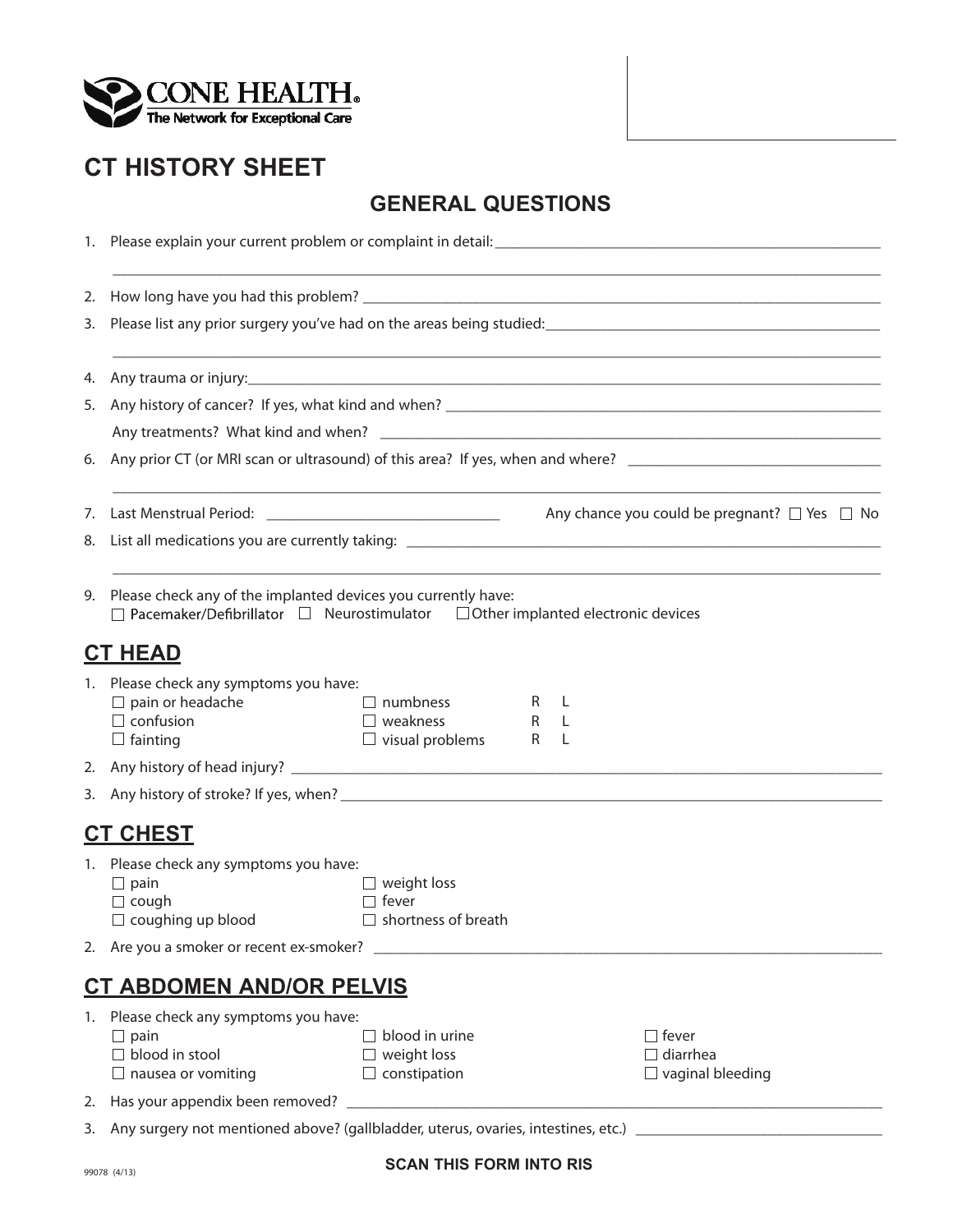CONE HEALTH®
The Network for Exceptional Care

# CT HISTORY SHEET

## GENERAL QUESTIONS

1. Please explain your current problem or complaint in detail: ____________________________________________
   ______________________________________________________________________________
2. How long have you had this problem? ______________________________________________
3. Please list any prior surgery you've had on the areas being studied: _____________________________
   ______________________________________________________________________________
4. Any trauma or injury: _____________________________________________________________
5. Any history of cancer? If yes, what kind and when? ________________________________________
   Any treatments? What kind and when? _______________________________________________
6. Any prior CT (or MRI scan or ultrasound) of this area? If yes, when and where? ______________________
   ______________________________________________________________________________
7. Last Menstrual Period: ______________________ Any chance you could be pregnant? ☐ Yes ☐ No
8. List all medications you are currently taking: ________________________________________________
   ______________________________________________________________________________
9. Please check any of the implanted devices you currently have:
   ☐ Pacemaker/Defibrillator ☐ Neurostimulator ☐ Other implanted electronic devices

## CT HEAD

1. Please check any symptoms you have:
   - ☐ pain or headache
   - ☐ confusion
   - ☐ fainting
   - ☐ numbness R L
   - ☐ weakness R L
   - ☐ visual problems R L
2. Any history of head injury? ______________________________________________________
3. Any history of stroke? If yes, when? _____________________________________________

## CT CHEST

1. Please check any symptoms you have:
   - ☐ pain
   - ☐ cough
   - ☐ coughing up blood
   - ☐ weight loss
   - ☐ fever
   - ☐ shortness of breath
2. Are you a smoker or recent ex-smoker? ____________________________________________

## CT ABDOMEN AND/OR PELVIS

1. Please check any symptoms you have:
   - ☐ pain
   - ☐ blood in stool
   - ☐ nausea or vomiting
   - ☐ blood in urine
   - ☐ weight loss
   - ☐ constipation
   - ☐ fever
   - ☐ diarrhea
   - ☐ vaginal bleeding
2. Has your appendix been removed? _________________________________________________
3. Any surgery not mentioned above? (gallbladder, uterus, ovaries, intestines, etc.) ____________________

99078 (4/13)

**SCAN THIS FORM INTO RIS**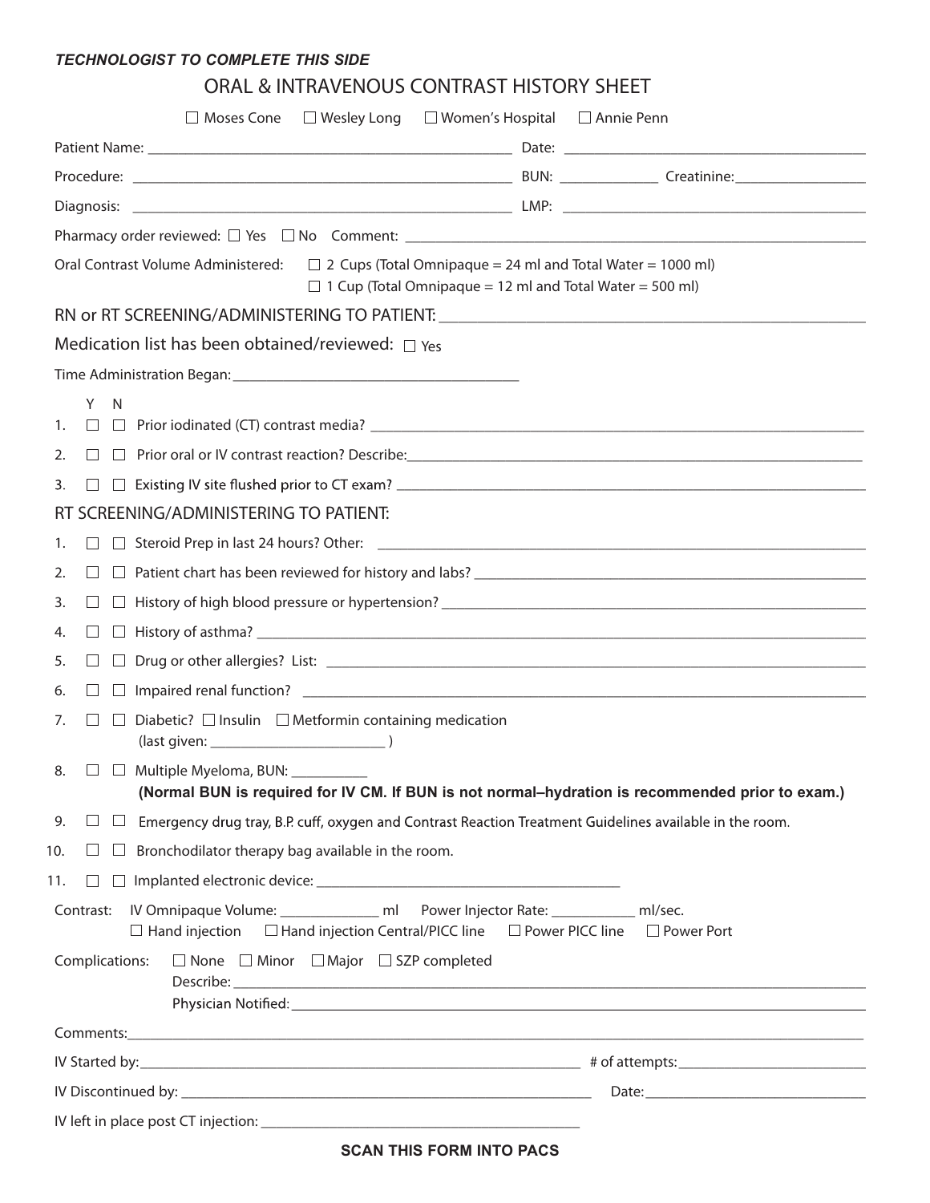***TECHNOLOGIST TO COMPLETE THIS SIDE***

# ORAL & INTRAVENOUS CONTRAST HISTORY SHEET

☐ Moses Cone ☐ Wesley Long ☐ Women's Hospital ☐ Annie Penn

Patient Name: ______________________________ Date: ______________________________

Procedure: ______________________________ BUN: __________ Creatinine: __________

Diagnosis: ______________________________ LMP: ______________________________

Pharmacy order reviewed: ☐ Yes ☐ No Comment: ______________________________

Oral Contrast Volume Administered: ☐ 2 Cups (Total Omnipaque = 24 ml and Total Water = 1000 ml)
☐ 1 Cup (Total Omnipaque = 12 ml and Total Water = 500 ml)

## RN or RT SCREENING/ADMINISTERING TO PATIENT: ______________________________

Medication list has been obtained/reviewed: ☐ Yes

Time Administration Began: ______________________________

| | Y | N | |
|---|---|---|---|
| 1. | ☐ | ☐ | Prior iodinated (CT) contrast media? ______________________________ |
| 2. | ☐ | ☐ | Prior oral or IV contrast reaction? Describe: ______________________________ |
| 3. | ☐ | ☐ | Existing IV site flushed prior to CT exam? ______________________________ |

## RT SCREENING/ADMINISTERING TO PATIENT:

| | Y | N | |
|---|---|---|---|
| 1. | ☐ | ☐ | Steroid Prep in last 24 hours? Other: ______________________________ |
| 2. | ☐ | ☐ | Patient chart has been reviewed for history and labs? ______________________________ |
| 3. | ☐ | ☐ | History of high blood pressure or hypertension? ______________________________ |
| 4. | ☐ | ☐ | History of asthma? ______________________________ |
| 5. | ☐ | ☐ | Drug or other allergies? List: ______________________________ |
| 6. | ☐ | ☐ | Impaired renal function? ______________________________ |
| 7. | ☐ | ☐ | Diabetic? ☐ Insulin ☐ Metformin containing medication (last given: ____________ ) |
| 8. | ☐ | ☐ | Multiple Myeloma, BUN: __________ **(Normal BUN is required for IV CM. If BUN is not normal–hydration is recommended prior to exam.)** |
| 9. | ☐ | ☐ | Emergency drug tray, B.P. cuff, oxygen and Contrast Reaction Treatment Guidelines available in the room. |
| 10. | ☐ | ☐ | Bronchodilator therapy bag available in the room. |
| 11. | ☐ | ☐ | Implanted electronic device: ______________________________ |

Contrast: IV Omnipaque Volume: __________ ml Power Injector Rate: __________ ml/sec.
☐ Hand injection ☐ Hand injection Central/PICC line ☐ Power PICC line ☐ Power Port

Complications: ☐ None ☐ Minor ☐ Major ☐ SZP completed
Describe: ______________________________
Physician Notified: ______________________________

Comments: ______________________________

IV Started by: ______________________________ # of attempts: ______________

IV Discontinued by: ______________________________ Date: ______________

IV left in place post CT injection: ______________________________

**SCAN THIS FORM INTO PACS**